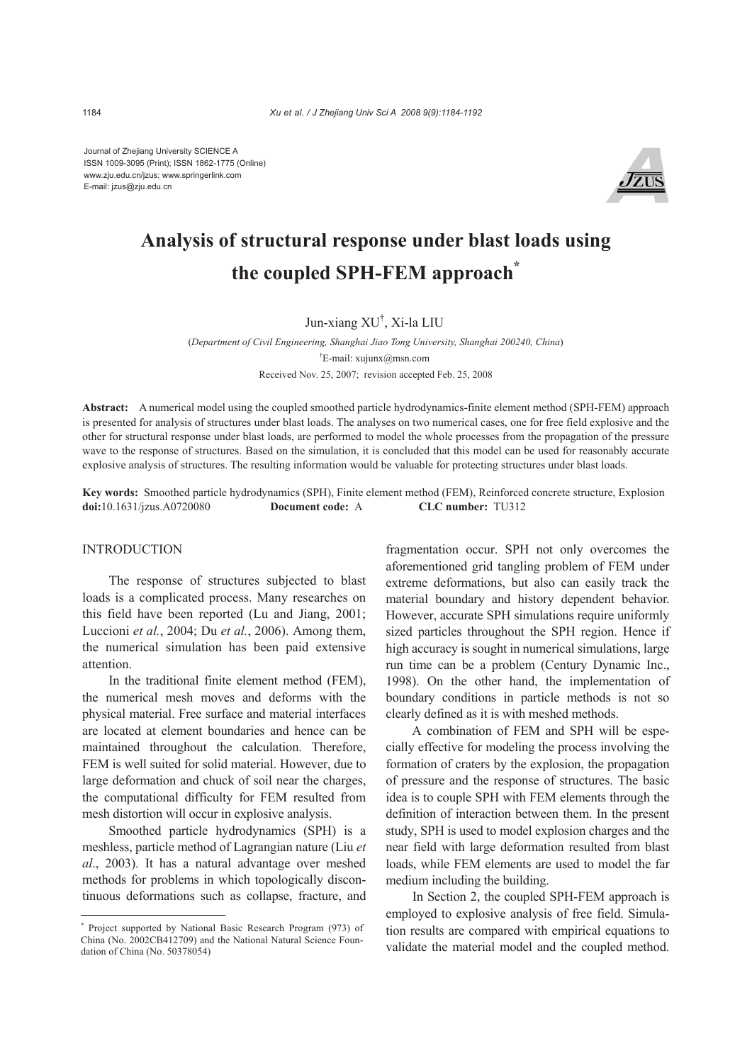Journal of Zhejiang University SCIENCE A
ISSN 1009-3095 (Print); ISSN 1862-1775 (Online)
www.zju.edu.cn/jzus; www.springerlink.com
E-mail: jzus@zju.edu.cn

# Analysis of structural response under blast loads using the coupled SPH-FEM approach*

Jun-xiang XU†, Xi-la LIU

(*Department of Civil Engineering, Shanghai Jiao Tong University, Shanghai 200240, China*)

†E-mail: xujunx@msn.com

Received Nov. 25, 2007; revision accepted Feb. 25, 2008

**Abstract:** A numerical model using the coupled smoothed particle hydrodynamics-finite element method (SPH-FEM) approach is presented for analysis of structures under blast loads. The analyses on two numerical cases, one for free field explosive and the other for structural response under blast loads, are performed to model the whole processes from the propagation of the pressure wave to the response of structures. Based on the simulation, it is concluded that this model can be used for reasonably accurate explosive analysis of structures. The resulting information would be valuable for protecting structures under blast loads.

**Key words:** Smoothed particle hydrodynamics (SPH), Finite element method (FEM), Reinforced concrete structure, Explosion

**doi:**10.1631/jzus.A0720080 **Document code:** A **CLC number:** TU312

## INTRODUCTION

The response of structures subjected to blast loads is a complicated process. Many researches on this field have been reported (Lu and Jiang, 2001; Luccioni *et al.*, 2004; Du *et al.*, 2006). Among them, the numerical simulation has been paid extensive attention.

In the traditional finite element method (FEM), the numerical mesh moves and deforms with the physical material. Free surface and material interfaces are located at element boundaries and hence can be maintained throughout the calculation. Therefore, FEM is well suited for solid material. However, due to large deformation and chuck of soil near the charges, the computational difficulty for FEM resulted from mesh distortion will occur in explosive analysis.

Smoothed particle hydrodynamics (SPH) is a meshless, particle method of Lagrangian nature (Liu *et al*., 2003). It has a natural advantage over meshed methods for problems in which topologically discontinuous deformations such as collapse, fracture, and fragmentation occur. SPH not only overcomes the aforementioned grid tangling problem of FEM under extreme deformations, but also can easily track the material boundary and history dependent behavior. However, accurate SPH simulations require uniformly sized particles throughout the SPH region. Hence if high accuracy is sought in numerical simulations, large run time can be a problem (Century Dynamic Inc., 1998). On the other hand, the implementation of boundary conditions in particle methods is not so clearly defined as it is with meshed methods.

A combination of FEM and SPH will be especially effective for modeling the process involving the formation of craters by the explosion, the propagation of pressure and the response of structures. The basic idea is to couple SPH with FEM elements through the definition of interaction between them. In the present study, SPH is used to model explosion charges and the near field with large deformation resulted from blast loads, while FEM elements are used to model the far medium including the building.

In Section 2, the coupled SPH-FEM approach is employed to explosive analysis of free field. Simulation results are compared with empirical equations to validate the material model and the coupled method.

---

* Project supported by National Basic Research Program (973) of China (No. 2002CB412709) and the National Natural Science Foundation of China (No. 50378054)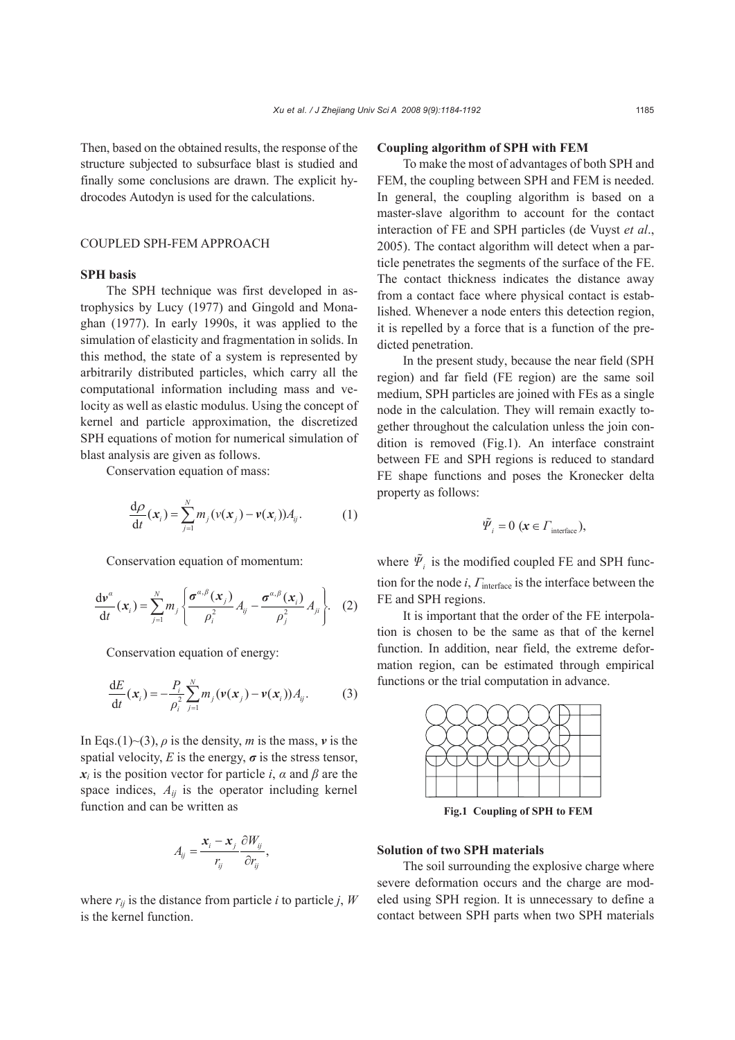Then, based on the obtained results, the response of the structure subjected to subsurface blast is studied and finally some conclusions are drawn. The explicit hydrocodes Autodyn is used for the calculations.

## COUPLED SPH-FEM APPROACH

### SPH basis

The SPH technique was first developed in astrophysics by Lucy (1977) and Gingold and Monaghan (1977). In early 1990s, it was applied to the simulation of elasticity and fragmentation in solids. In this method, the state of a system is represented by arbitrarily distributed particles, which carry all the computational information including mass and velocity as well as elastic modulus. Using the concept of kernel and particle approximation, the discretized SPH equations of motion for numerical simulation of blast analysis are given as follows.

Conservation equation of mass:

$$\frac{\mathrm{d}\rho}{\mathrm{d}t}(\boldsymbol{x}_i) = \sum_{j=1}^{N} m_j (v(\boldsymbol{x}_j) - \boldsymbol{v}(\boldsymbol{x}_i)) A_{ij}. \quad (1)$$

Conservation equation of momentum:

$$\frac{\mathrm{d}\boldsymbol{v}^{\alpha}}{\mathrm{d}t}(\boldsymbol{x}_i) = \sum_{j=1}^{N} m_j \left\{ \frac{\boldsymbol{\sigma}^{\alpha,\beta}(\boldsymbol{x}_j)}{\rho_i^2} A_{ij} - \frac{\boldsymbol{\sigma}^{\alpha,\beta}(\boldsymbol{x}_i)}{\rho_j^2} A_{ji} \right\}. \quad (2)$$

Conservation equation of energy:

$$\frac{\mathrm{d}E}{\mathrm{d}t}(\boldsymbol{x}_i) = -\frac{P_i}{\rho_i^2} \sum_{j=1}^{N} m_j (\boldsymbol{v}(\boldsymbol{x}_j) - \boldsymbol{v}(\boldsymbol{x}_i)) A_{ij}. \quad (3)$$

In Eqs.(1)~(3), $\rho$ is the density, $m$ is the mass, $\boldsymbol{v}$ is the spatial velocity, $E$ is the energy, $\boldsymbol{\sigma}$ is the stress tensor, $\boldsymbol{x}_i$ is the position vector for particle $i$, $\alpha$ and $\beta$ are the space indices, $A_{ij}$ is the operator including kernel function and can be written as

$$A_{ij} = \frac{\boldsymbol{x}_i - \boldsymbol{x}_j}{r_{ij}} \frac{\partial W_{ij}}{\partial r_{ij}},$$

where $r_{ij}$ is the distance from particle $i$ to particle $j$, $W$ is the kernel function.

### Coupling algorithm of SPH with FEM

To make the most of advantages of both SPH and FEM, the coupling between SPH and FEM is needed. In general, the coupling algorithm is based on a master-slave algorithm to account for the contact interaction of FE and SPH particles (de Vuyst *et al*., 2005). The contact algorithm will detect when a particle penetrates the segments of the surface of the FE. The contact thickness indicates the distance away from a contact face where physical contact is established. Whenever a node enters this detection region, it is repelled by a force that is a function of the predicted penetration.

In the present study, because the near field (SPH region) and far field (FE region) are the same soil medium, SPH particles are joined with FEs as a single node in the calculation. They will remain exactly together throughout the calculation unless the join condition is removed (Fig.1). An interface constraint between FE and SPH regions is reduced to standard FE shape functions and poses the Kronecker delta property as follows:

$$\tilde{\Psi}_i = 0 \ (\boldsymbol{x} \in \Gamma_{\text{interface}}),$$

where $\tilde{\Psi}_i$ is the modified coupled FE and SPH function for the node $i$, $\Gamma_{\text{interface}}$ is the interface between the FE and SPH regions.

It is important that the order of the FE interpolation is chosen to be the same as that of the kernel function. In addition, near field, the extreme deformation region, can be estimated through empirical functions or the trial computation in advance.

**Fig.1 Coupling of SPH to FEM**

### Solution of two SPH materials

The soil surrounding the explosive charge where severe deformation occurs and the charge are modeled using SPH region. It is unnecessary to define a contact between SPH parts when two SPH materials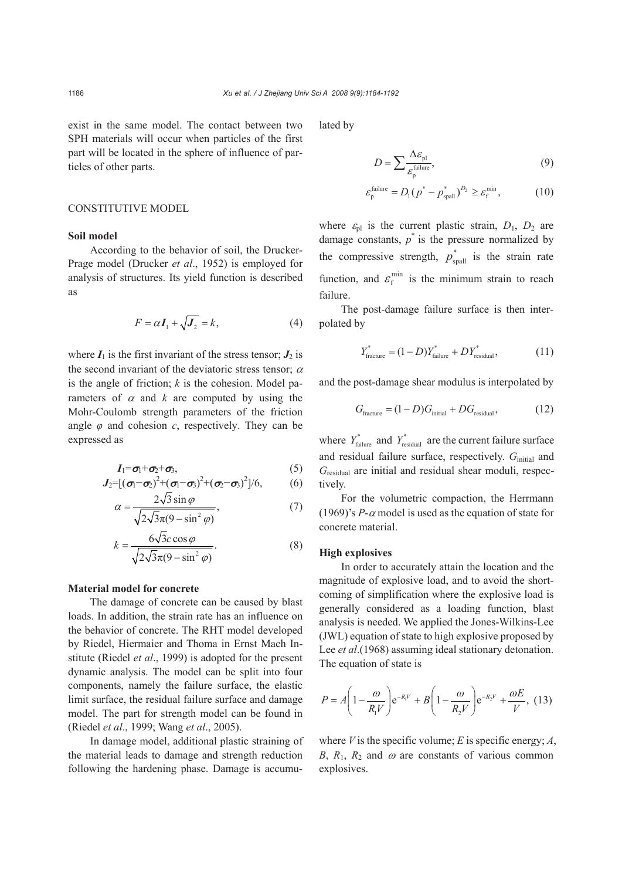exist in the same model. The contact between two SPH materials will occur when particles of the first part will be located in the sphere of influence of particles of other parts.

## CONSTITUTIVE MODEL

### Soil model

According to the behavior of soil, the Drucker-Prage model (Drucker *et al*., 1952) is employed for analysis of structures. Its yield function is described as

$$F = \alpha \boldsymbol{I}_1 + \sqrt{\boldsymbol{J}_2} = k, \tag{4}$$

where $\boldsymbol{I}_1$ is the first invariant of the stress tensor; $\boldsymbol{J}_2$ is the second invariant of the deviatoric stress tensor; $\alpha$ is the angle of friction; $k$ is the cohesion. Model parameters of $\alpha$ and $k$ are computed by using the Mohr-Coulomb strength parameters of the friction angle $\varphi$ and cohesion $c$, respectively. They can be expressed as

$$\boldsymbol{I}_1 = \boldsymbol{\sigma}_1 + \boldsymbol{\sigma}_2 + \boldsymbol{\sigma}_3, \tag{5}$$

$$\boldsymbol{J}_2 = [(\boldsymbol{\sigma}_1 - \boldsymbol{\sigma}_2)^2 + (\boldsymbol{\sigma}_1 - \boldsymbol{\sigma}_3)^2 + (\boldsymbol{\sigma}_2 - \boldsymbol{\sigma}_3)^2]/6, \tag{6}$$

$$\alpha = \frac{2\sqrt{3}\sin\varphi}{\sqrt{2\sqrt{3}\pi(9 - \sin^2\varphi)}}, \tag{7}$$

$$k = \frac{6\sqrt{3}c\cos\varphi}{\sqrt{2\sqrt{3}\pi(9 - \sin^2\varphi)}}. \tag{8}$$

### Material model for concrete

The damage of concrete can be caused by blast loads. In addition, the strain rate has an influence on the behavior of concrete. The RHT model developed by Riedel, Hiermaier and Thoma in Ernst Mach Institute (Riedel *et al*., 1999) is adopted for the present dynamic analysis. The model can be split into four components, namely the failure surface, the elastic limit surface, the residual failure surface and damage model. The part for strength model can be found in (Riedel *et al*., 1999; Wang *et al*., 2005).

In damage model, additional plastic straining of the material leads to damage and strength reduction following the hardening phase. Damage is accumulated by

$$D = \sum \frac{\Delta\varepsilon_{\text{pl}}}{\varepsilon_{\text{p}}^{\text{failure}}}, \tag{9}$$

$$\varepsilon_{\text{p}}^{\text{failure}} = D_1(p^* - p_{\text{spall}}^*)^{D_2} \geq \varepsilon_{\text{f}}^{\min}, \tag{10}$$

where $\varepsilon_{\text{pl}}$ is the current plastic strain, $D_1$, $D_2$ are damage constants, $p^*$ is the pressure normalized by the compressive strength, $p_{\text{spall}}^*$ is the strain rate function, and $\varepsilon_{\text{f}}^{\min}$ is the minimum strain to reach failure.

The post-damage failure surface is then interpolated by

$$Y_{\text{fracture}}^* = (1 - D)Y_{\text{failure}}^* + DY_{\text{residual}}^*, \tag{11}$$

and the post-damage shear modulus is interpolated by

$$G_{\text{fracture}} = (1 - D)G_{\text{initial}} + DG_{\text{residual}}, \tag{12}$$

where $Y_{\text{failure}}^*$ and $Y_{\text{residual}}^*$ are the current failure surface and residual failure surface, respectively. $G_{\text{initial}}$ and $G_{\text{residual}}$ are initial and residual shear moduli, respectively.

For the volumetric compaction, the Herrmann (1969)'s $P$-$\alpha$ model is used as the equation of state for concrete material.

### High explosives

In order to accurately attain the location and the magnitude of explosive load, and to avoid the shortcoming of simplification where the explosive load is generally considered as a loading function, blast analysis is needed. We applied the Jones-Wilkins-Lee (JWL) equation of state to high explosive proposed by Lee *et al*.(1968) assuming ideal stationary detonation. The equation of state is

$$P = A\left(1 - \frac{\omega}{R_1 V}\right)\mathrm{e}^{-R_1 V} + B\left(1 - \frac{\omega}{R_2 V}\right)\mathrm{e}^{-R_2 V} + \frac{\omega E}{V}, \tag{13}$$

where $V$ is the specific volume; $E$ is specific energy; $A$, $B$, $R_1$, $R_2$ and $\omega$ are constants of various common explosives.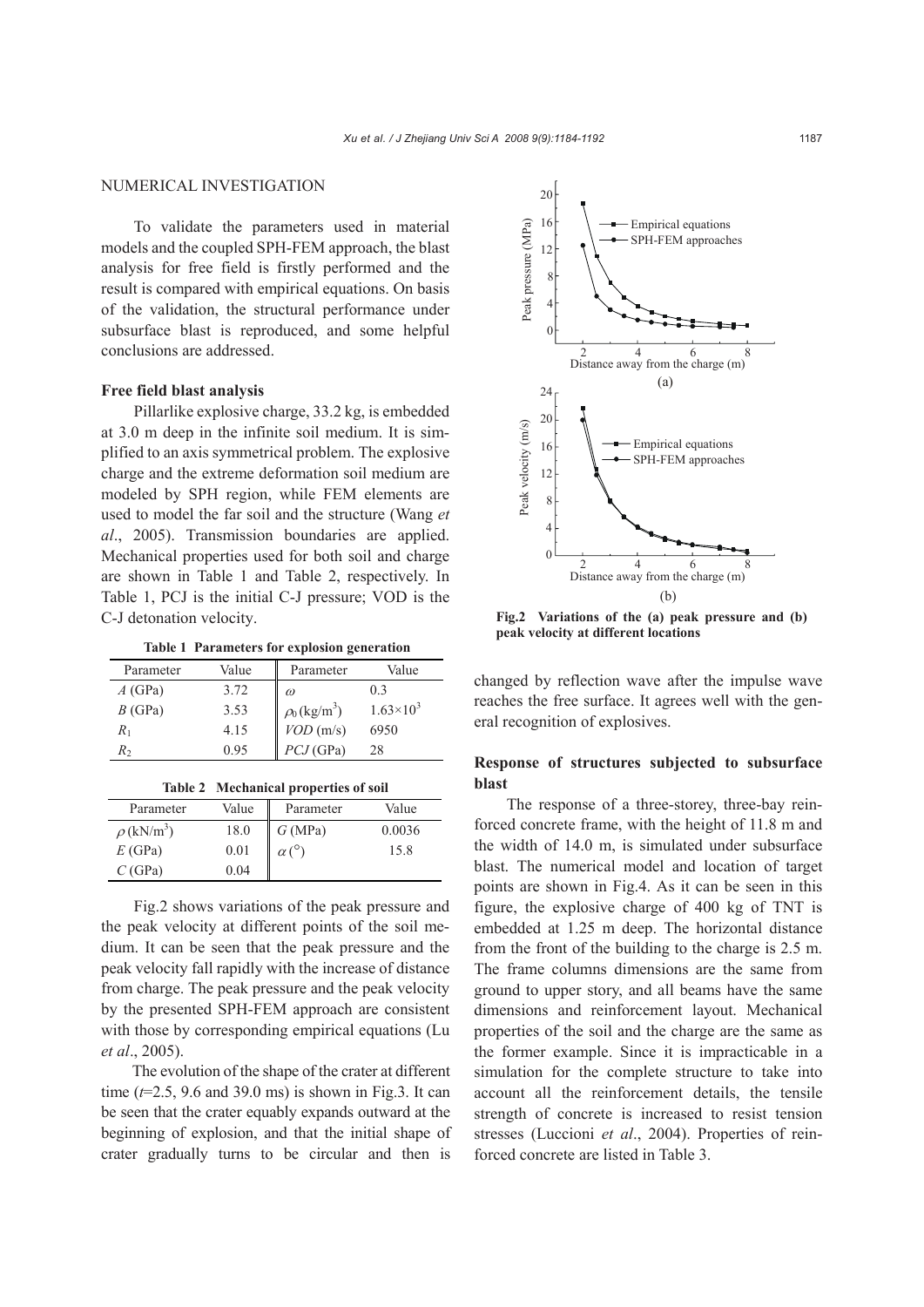## NUMERICAL INVESTIGATION

To validate the parameters used in material models and the coupled SPH-FEM approach, the blast analysis for free field is firstly performed and the result is compared with empirical equations. On basis of the validation, the structural performance under subsurface blast is reproduced, and some helpful conclusions are addressed.

### Free field blast analysis

Pillarlike explosive charge, 33.2 kg, is embedded at 3.0 m deep in the infinite soil medium. It is simplified to an axis symmetrical problem. The explosive charge and the extreme deformation soil medium are modeled by SPH region, while FEM elements are used to model the far soil and the structure (Wang *et al*., 2005). Transmission boundaries are applied. Mechanical properties used for both soil and charge are shown in Table 1 and Table 2, respectively. In Table 1, PCJ is the initial C-J pressure; VOD is the C-J detonation velocity.

**Table 1 Parameters for explosion generation**

| Parameter | Value | Parameter | Value |
|---|---|---|---|
| $A$ (GPa) | 3.72 | $\omega$ | 0.3 |
| $B$ (GPa) | 3.53 | $\rho_0$ (kg/m$^3$) | $1.63\times10^3$ |
| $R_1$ | 4.15 | $VOD$ (m/s) | 6950 |
| $R_2$ | 0.95 | $PCJ$ (GPa) | 28 |

**Table 2 Mechanical properties of soil**

| Parameter | Value | Parameter | Value |
|---|---|---|---|
| $\rho$ (kN/m$^3$) | 18.0 | $G$ (MPa) | 0.0036 |
| $E$ (GPa) | 0.01 | $\alpha$ (°) | 15.8 |
| $C$ (GPa) | 0.04 | | |

Fig.2 shows variations of the peak pressure and the peak velocity at different points of the soil medium. It can be seen that the peak pressure and the peak velocity fall rapidly with the increase of distance from charge. The peak pressure and the peak velocity by the presented SPH-FEM approach are consistent with those by corresponding empirical equations (Lu *et al*., 2005).

The evolution of the shape of the crater at different time ($t$=2.5, 9.6 and 39.0 ms) is shown in Fig.3. It can be seen that the crater equably expands outward at the beginning of explosion, and that the initial shape of crater gradually turns to be circular and then is changed by reflection wave after the impulse wave reaches the free surface. It agrees well with the general recognition of explosives.

**Fig.2 Variations of the (a) peak pressure and (b) peak velocity at different locations**

### Response of structures subjected to subsurface blast

The response of a three-storey, three-bay reinforced concrete frame, with the height of 11.8 m and the width of 14.0 m, is simulated under subsurface blast. The numerical model and location of target points are shown in Fig.4. As it can be seen in this figure, the explosive charge of 400 kg of TNT is embedded at 1.25 m deep. The horizontal distance from the front of the building to the charge is 2.5 m. The frame columns dimensions are the same from ground to upper story, and all beams have the same dimensions and reinforcement layout. Mechanical properties of the soil and the charge are the same as the former example. Since it is impracticable in a simulation for the complete structure to take into account all the reinforcement details, the tensile strength of concrete is increased to resist tension stresses (Luccioni *et al*., 2004). Properties of reinforced concrete are listed in Table 3.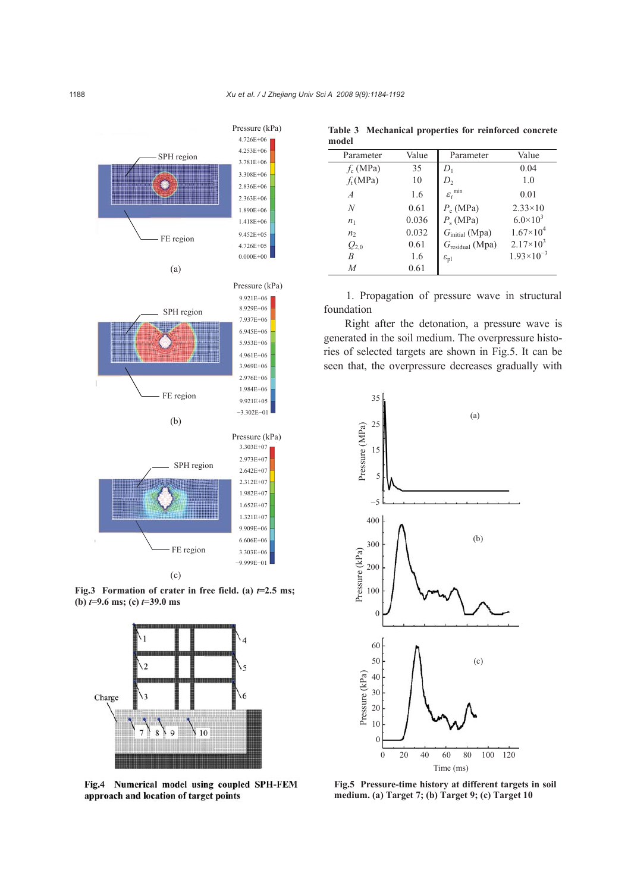Fig.3 **Formation of crater in free field. (a) $t$=2.5 ms; (b) $t$=9.6 ms; (c) $t$=39.0 ms**

**Fig.4 Numerical model using coupled SPH-FEM approach and location of target points**

**Table 3 Mechanical properties for reinforced concrete model**

| Parameter | Value | Parameter | Value |
|---|---|---|---|
| $f_c$ (MPa) | 35 | $D_1$ | 0.04 |
| $f_t$ (MPa) | 10 | $D_2$ | 1.0 |
| $A$ | 1.6 | $\varepsilon_f^{min}$ | 0.01 |
| $N$ | 0.61 | $P_c$ (MPa) | 2.33×10 |
| $n_1$ | 0.036 | $P_s$ (MPa) | $6.0\times10^3$ |
| $n_2$ | 0.032 | $G_{initial}$ (Mpa) | $1.67\times10^4$ |
| $Q_{2,0}$ | 0.61 | $G_{residual}$ (Mpa) | $2.17\times10^3$ |
| $B$ | 1.6 | $\varepsilon_{pl}$ | $1.93\times10^{-3}$ |
| $M$ | 0.61 | | |

1. Propagation of pressure wave in structural foundation

Right after the detonation, a pressure wave is generated in the soil medium. The overpressure histories of selected targets are shown in Fig.5. It can be seen that, the overpressure decreases gradually with

**Fig.5 Pressure-time history at different targets in soil medium. (a) Target 7; (b) Target 9; (c) Target 10**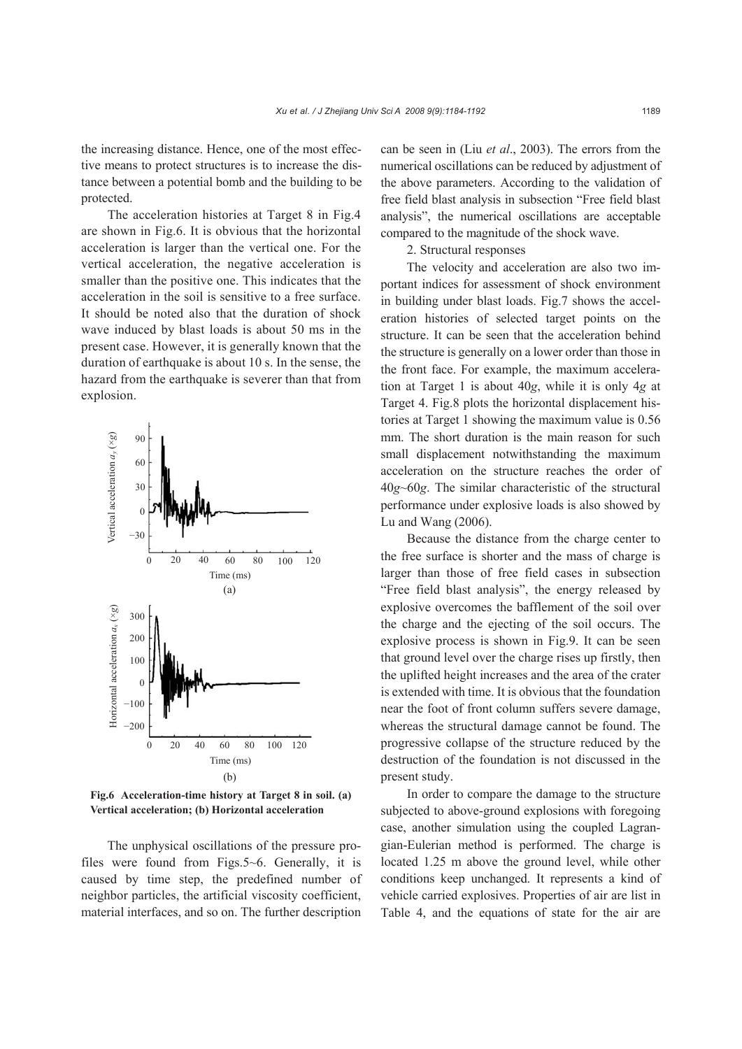the increasing distance. Hence, one of the most effective means to protect structures is to increase the distance between a potential bomb and the building to be protected.

The acceleration histories at Target 8 in Fig.4 are shown in Fig.6. It is obvious that the horizontal acceleration is larger than the vertical one. For the vertical acceleration, the negative acceleration is smaller than the positive one. This indicates that the acceleration in the soil is sensitive to a free surface. It should be noted also that the duration of shock wave induced by blast loads is about 50 ms in the present case. However, it is generally known that the duration of earthquake is about 10 s. In the sense, the hazard from the earthquake is severer than that from explosion.

**Fig.6 Acceleration-time history at Target 8 in soil. (a) Vertical acceleration; (b) Horizontal acceleration**

The unphysical oscillations of the pressure profiles were found from Figs.5~6. Generally, it is caused by time step, the predefined number of neighbor particles, the artificial viscosity coefficient, material interfaces, and so on. The further description can be seen in (Liu *et al*., 2003). The errors from the numerical oscillations can be reduced by adjustment of the above parameters. According to the validation of free field blast analysis in subsection "Free field blast analysis", the numerical oscillations are acceptable compared to the magnitude of the shock wave.

2. Structural responses

The velocity and acceleration are also two important indices for assessment of shock environment in building under blast loads. Fig.7 shows the acceleration histories of selected target points on the structure. It can be seen that the acceleration behind the structure is generally on a lower order than those in the front face. For example, the maximum acceleration at Target 1 is about 40*g*, while it is only 4*g* at Target 4. Fig.8 plots the horizontal displacement histories at Target 1 showing the maximum value is 0.56 mm. The short duration is the main reason for such small displacement notwithstanding the maximum acceleration on the structure reaches the order of 40*g*~60*g*. The similar characteristic of the structural performance under explosive loads is also showed by Lu and Wang (2006).

Because the distance from the charge center to the free surface is shorter and the mass of charge is larger than those of free field cases in subsection "Free field blast analysis", the energy released by explosive overcomes the bafflement of the soil over the charge and the ejecting of the soil occurs. The explosive process is shown in Fig.9. It can be seen that ground level over the charge rises up firstly, then the uplifted height increases and the area of the crater is extended with time. It is obvious that the foundation near the foot of front column suffers severe damage, whereas the structural damage cannot be found. The progressive collapse of the structure reduced by the destruction of the foundation is not discussed in the present study.

In order to compare the damage to the structure subjected to above-ground explosions with foregoing case, another simulation using the coupled Lagrangian-Eulerian method is performed. The charge is located 1.25 m above the ground level, while other conditions keep unchanged. It represents a kind of vehicle carried explosives. Properties of air are list in Table 4, and the equations of state for the air are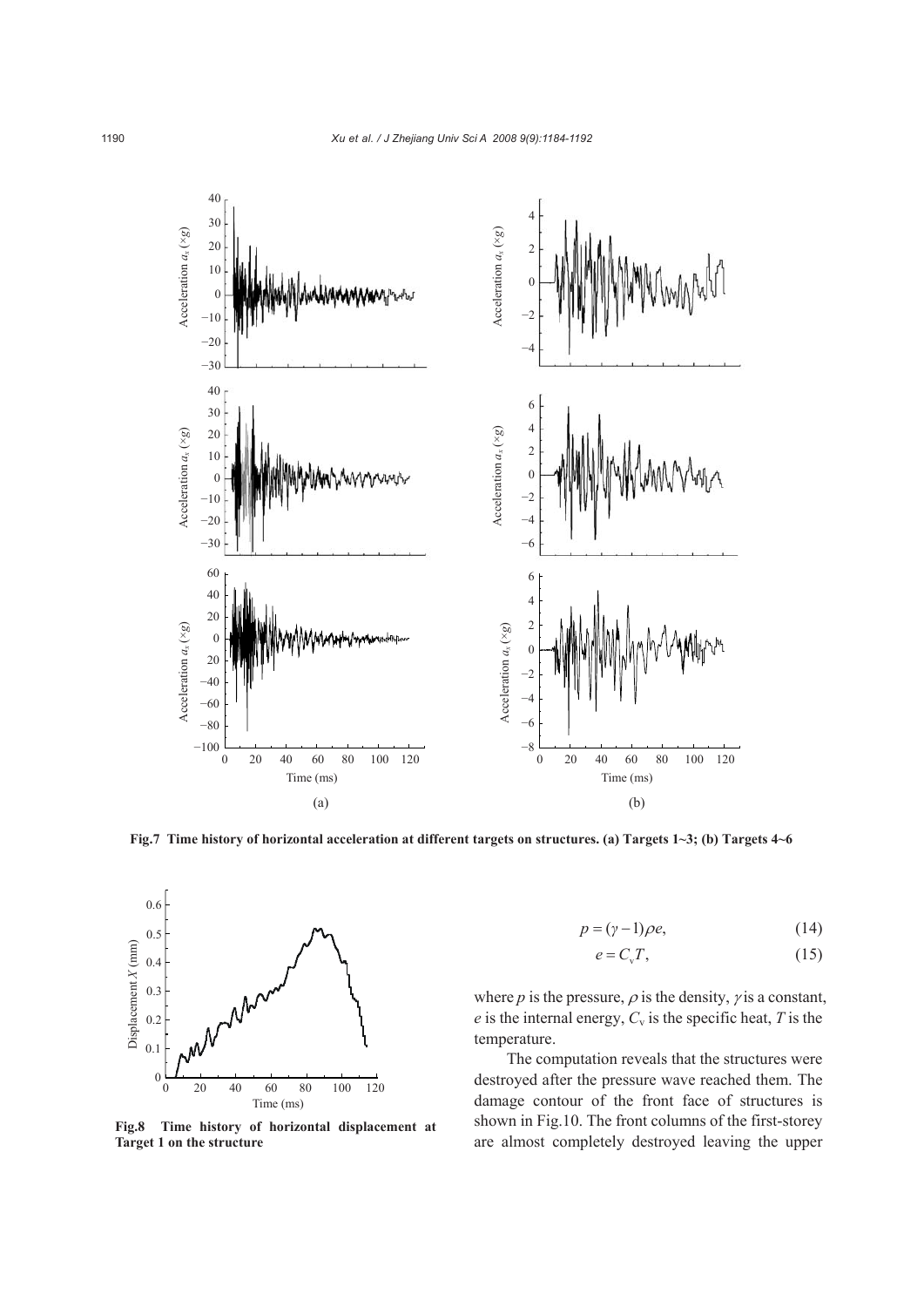Fig.7 Time history of horizontal acceleration at different targets on structures. (a) Targets 1~3; (b) Targets 4~6

Fig.8 Time history of horizontal displacement at Target 1 on the structure

$$p = (\gamma - 1)\rho e, \tag{14}$$

$$e = C_v T, \tag{15}$$

where $p$ is the pressure, $\rho$ is the density, $\gamma$ is a constant, $e$ is the internal energy, $C_v$ is the specific heat, $T$ is the temperature.

The computation reveals that the structures were destroyed after the pressure wave reached them. The damage contour of the front face of structures is shown in Fig.10. The front columns of the first-storey are almost completely destroyed leaving the upper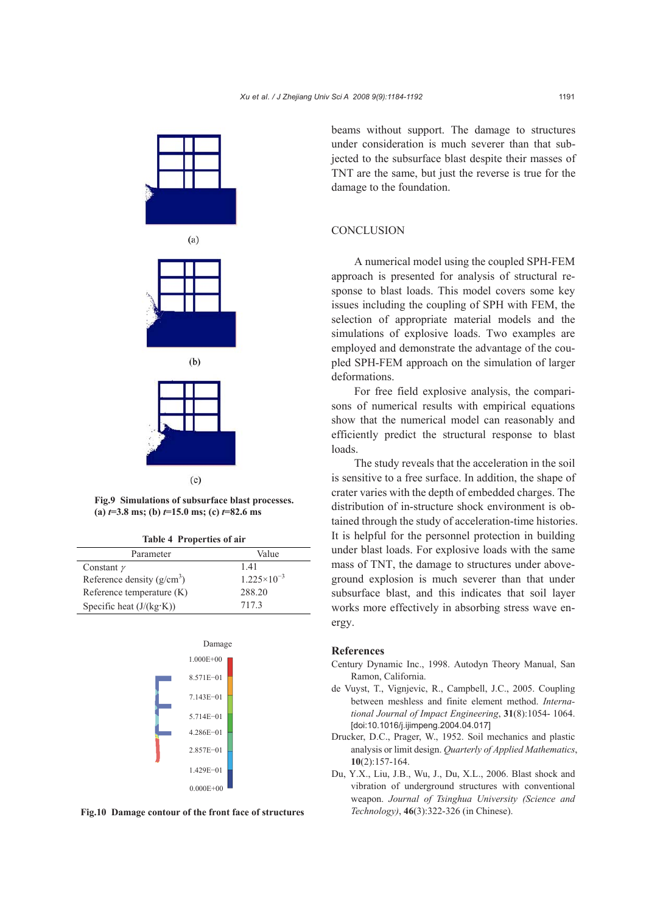beams without support. The damage to structures under consideration is much severer than that subjected to the subsurface blast despite their masses of TNT are the same, but just the reverse is true for the damage to the foundation.

Fig.9 Simulations of subsurface blast processes. (a) $t$=3.8 ms; (b) $t$=15.0 ms; (c) $t$=82.6 ms

Table 4 Properties of air

| Parameter | Value |
|---|---|
| Constant $\gamma$ | 1.41 |
| Reference density (g/cm$^3$) | $1.225\times10^{-3}$ |
| Reference temperature (K) | 288.20 |
| Specific heat (J/(kg·K)) | 717.3 |

Fig.10 Damage contour of the front face of structures

## CONCLUSION

A numerical model using the coupled SPH-FEM approach is presented for analysis of structural response to blast loads. This model covers some key issues including the coupling of SPH with FEM, the selection of appropriate material models and the simulations of explosive loads. Two examples are employed and demonstrate the advantage of the coupled SPH-FEM approach on the simulation of larger deformations.

For free field explosive analysis, the comparisons of numerical results with empirical equations show that the numerical model can reasonably and efficiently predict the structural response to blast loads.

The study reveals that the acceleration in the soil is sensitive to a free surface. In addition, the shape of crater varies with the depth of embedded charges. The distribution of in-structure shock environment is obtained through the study of acceleration-time histories. It is helpful for the personnel protection in building under blast loads. For explosive loads with the same mass of TNT, the damage to structures under above-ground explosion is much severer than that under subsurface blast, and this indicates that soil layer works more effectively in absorbing stress wave energy.

## References

Century Dynamic Inc., 1998. Autodyn Theory Manual, San Ramon, California.

de Vuyst, T., Vignjevic, R., Campbell, J.C., 2005. Coupling between meshless and finite element method. *International Journal of Impact Engineering*, **31**(8):1054- 1064. [doi:10.1016/j.ijimpeng.2004.04.017]

Drucker, D.C., Prager, W., 1952. Soil mechanics and plastic analysis or limit design. *Quarterly of Applied Mathematics*, **10**(2):157-164.

Du, Y.X., Liu, J.B., Wu, J., Du, X.L., 2006. Blast shock and vibration of underground structures with conventional weapon. *Journal of Tsinghua University (Science and Technology)*, **46**(3):322-326 (in Chinese).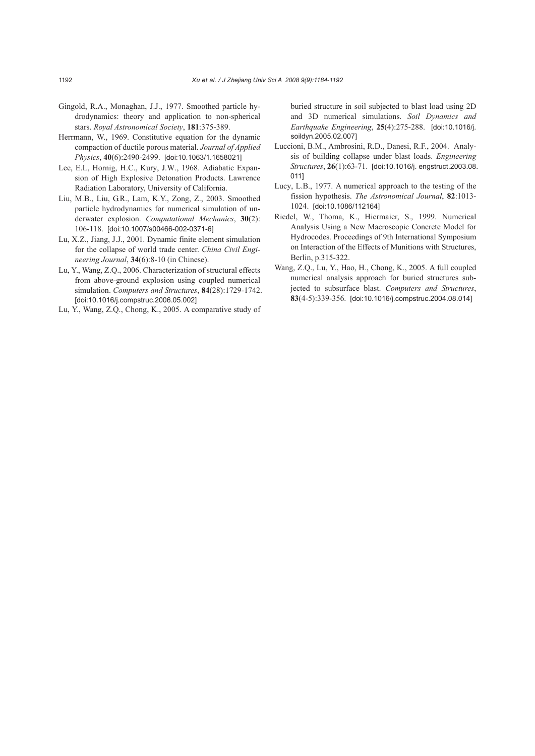Gingold, R.A., Monaghan, J.J., 1977. Smoothed particle hydrodynamics: theory and application to non-spherical stars. *Royal Astronomical Society*, **181**:375-389.

Herrmann, W., 1969. Constitutive equation for the dynamic compaction of ductile porous material. *Journal of Applied Physics*, **40**(6):2490-2499. [doi:10.1063/1.1658021]

Lee, E.L, Hornig, H.C., Kury, J.W., 1968. Adiabatic Expansion of High Explosive Detonation Products. Lawrence Radiation Laboratory, University of California.

Liu, M.B., Liu, G.R., Lam, K.Y., Zong, Z., 2003. Smoothed particle hydrodynamics for numerical simulation of underwater explosion. *Computational Mechanics*, **30**(2): 106-118. [doi:10.1007/s00466-002-0371-6]

Lu, X.Z., Jiang, J.J., 2001. Dynamic finite element simulation for the collapse of world trade center. *China Civil Engineering Journal*, **34**(6):8-10 (in Chinese).

Lu, Y., Wang, Z.Q., 2006. Characterization of structural effects from above-ground explosion using coupled numerical simulation. *Computers and Structures*, **84**(28):1729-1742. [doi:10.1016/j.compstruc.2006.05.002]

Lu, Y., Wang, Z.Q., Chong, K., 2005. A comparative study of buried structure in soil subjected to blast load using 2D and 3D numerical simulations. *Soil Dynamics and Earthquake Engineering*, **25**(4):275-288. [doi:10.1016/j.soildyn.2005.02.007]

Luccioni, B.M., Ambrosini, R.D., Danesi, R.F., 2004. Analysis of building collapse under blast loads. *Engineering Structures*, **26**(1):63-71. [doi:10.1016/j. engstruct.2003.08.011]

Lucy, L.B., 1977. A numerical approach to the testing of the fission hypothesis. *The Astronomical Journal*, **82**:1013-1024. [doi:10.1086/112164]

Riedel, W., Thoma, K., Hiermaier, S., 1999. Numerical Analysis Using a New Macroscopic Concrete Model for Hydrocodes. Proceedings of 9th International Symposium on Interaction of the Effects of Munitions with Structures, Berlin, p.315-322.

Wang, Z.Q., Lu, Y., Hao, H., Chong, K., 2005. A full coupled numerical analysis approach for buried structures subjected to subsurface blast. *Computers and Structures*, **83**(4-5):339-356. [doi:10.1016/j.compstruc.2004.08.014]